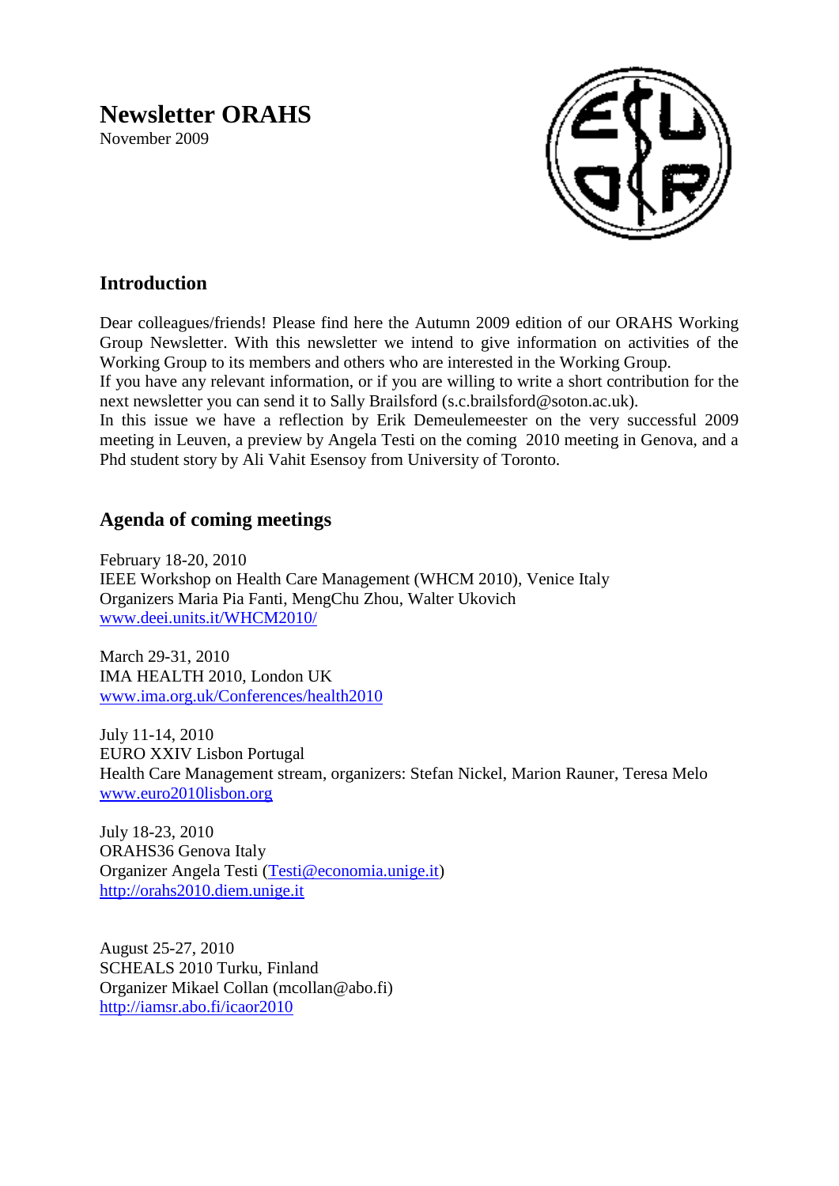# Newsletter ORAHS

November 2009

## Introduction

Dear colleagues/friends! Please find here the Autumn 2009 edition of our ORAHS Working Group Newsletter. With this newsletter we intend to give information on activities of the Working Group to its members and others who are interested in the Working Group.
If you have any relevant information, or if you are willing to write a short contribution for the next newsletter you can send it to Sally Brailsford (s.c.brailsford@soton.ac.uk).
In this issue we have a reflection by Erik Demeulemeester on the very successful 2009 meeting in Leuven, a preview by Angela Testi on the coming 2010 meeting in Genova, and a Phd student story by Ali Vahit Esensoy from University of Toronto.

## Agenda of coming meetings

February 18-20, 2010
IEEE Workshop on Health Care Management (WHCM 2010), Venice Italy
Organizers Maria Pia Fanti, MengChu Zhou, Walter Ukovich
www.deei.units.it/WHCM2010/

March 29-31, 2010
IMA HEALTH 2010, London UK
www.ima.org.uk/Conferences/health2010

July 11-14, 2010
EURO XXIV Lisbon Portugal
Health Care Management stream, organizers: Stefan Nickel, Marion Rauner, Teresa Melo
www.euro2010lisbon.org

July 18-23, 2010
ORAHS36 Genova Italy
Organizer Angela Testi (Testi@economia.unige.it)
http://orahs2010.diem.unige.it

August 25-27, 2010
SCHEALS 2010 Turku, Finland
Organizer Mikael Collan (mcollan@abo.fi)
http://iamsr.abo.fi/icaor2010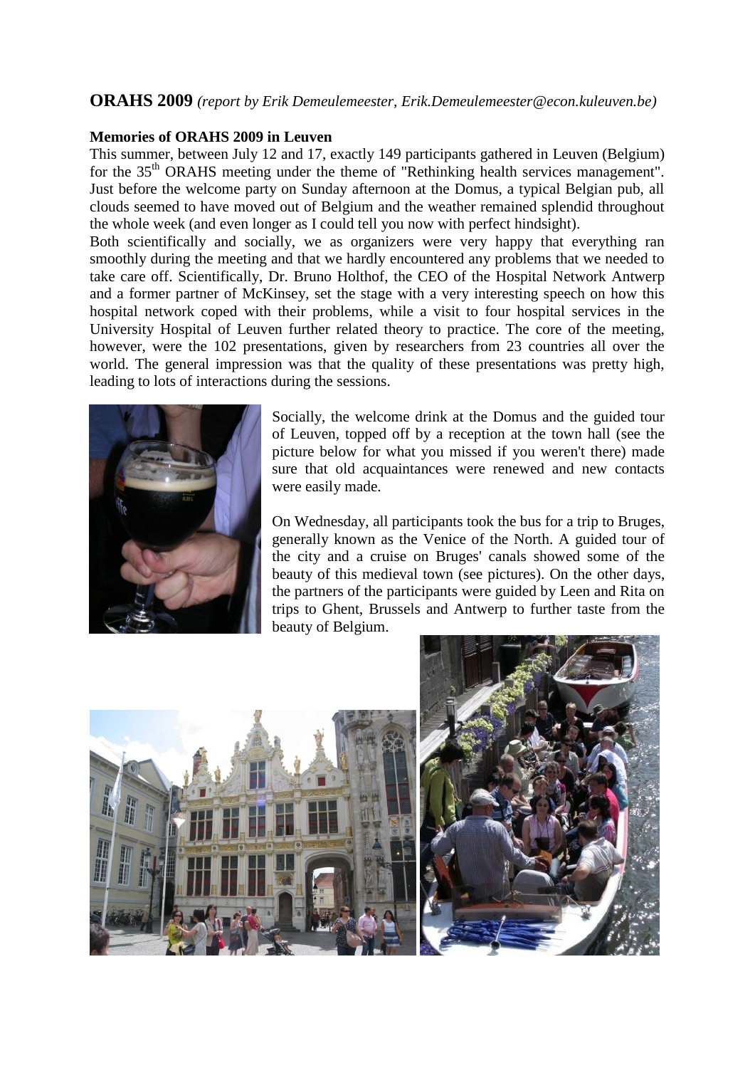**ORAHS 2009** *(report by Erik Demeulemeester, Erik.Demeulemeester@econ.kuleuven.be)*

**Memories of ORAHS 2009 in Leuven**

This summer, between July 12 and 17, exactly 149 participants gathered in Leuven (Belgium) for the 35th ORAHS meeting under the theme of "Rethinking health services management". Just before the welcome party on Sunday afternoon at the Domus, a typical Belgian pub, all clouds seemed to have moved out of Belgium and the weather remained splendid throughout the whole week (and even longer as I could tell you now with perfect hindsight).

Both scientifically and socially, we as organizers were very happy that everything ran smoothly during the meeting and that we hardly encountered any problems that we needed to take care off. Scientifically, Dr. Bruno Holthof, the CEO of the Hospital Network Antwerp and a former partner of McKinsey, set the stage with a very interesting speech on how this hospital network coped with their problems, while a visit to four hospital services in the University Hospital of Leuven further related theory to practice. The core of the meeting, however, were the 102 presentations, given by researchers from 23 countries all over the world. The general impression was that the quality of these presentations was pretty high, leading to lots of interactions during the sessions.

Socially, the welcome drink at the Domus and the guided tour of Leuven, topped off by a reception at the town hall (see the picture below for what you missed if you weren't there) made sure that old acquaintances were renewed and new contacts were easily made.

On Wednesday, all participants took the bus for a trip to Bruges, generally known as the Venice of the North. A guided tour of the city and a cruise on Bruges' canals showed some of the beauty of this medieval town (see pictures). On the other days, the partners of the participants were guided by Leen and Rita on trips to Ghent, Brussels and Antwerp to further taste from the beauty of Belgium.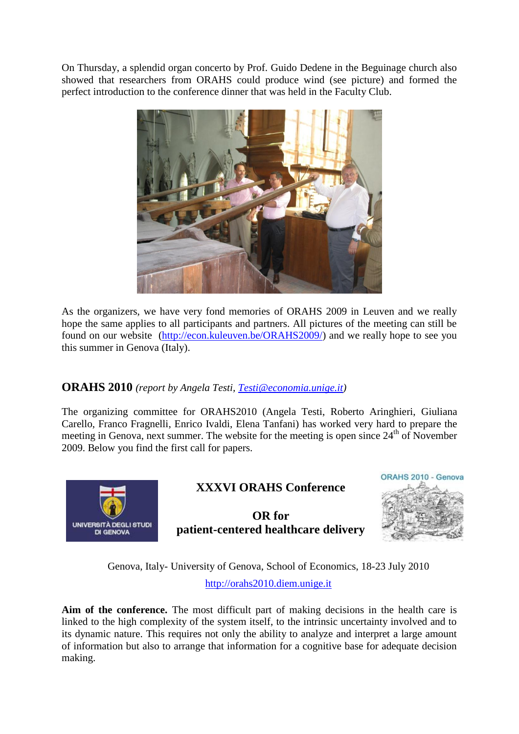On Thursday, a splendid organ concerto by Prof. Guido Dedene in the Beguinage church also showed that researchers from ORAHS could produce wind (see picture) and formed the perfect introduction to the conference dinner that was held in the Faculty Club.

As the organizers, we have very fond memories of ORAHS 2009 in Leuven and we really hope the same applies to all participants and partners. All pictures of the meeting can still be found on our website (http://econ.kuleuven.be/ORAHS2009/) and we really hope to see you this summer in Genova (Italy).

## ORAHS 2010 *(report by Angela Testi, Testi@economia.unige.it)*

The organizing committee for ORAHS2010 (Angela Testi, Roberto Aringhieri, Giuliana Carello, Franco Fragnelli, Enrico Ivaldi, Elena Tanfani) has worked very hard to prepare the meeting in Genova, next summer. The website for the meeting is open since 24th of November 2009. Below you find the first call for papers.

UNIVERSITÀ DEGLI STUDI DI GENOVA

ORAHS 2010 - Genova

### XXXVI ORAHS Conference

### OR for patient-centered healthcare delivery

Genova, Italy- University of Genova, School of Economics, 18-23 July 2010

http://orahs2010.diem.unige.it

**Aim of the conference.** The most difficult part of making decisions in the health care is linked to the high complexity of the system itself, to the intrinsic uncertainty involved and to its dynamic nature. This requires not only the ability to analyze and interpret a large amount of information but also to arrange that information for a cognitive base for adequate decision making.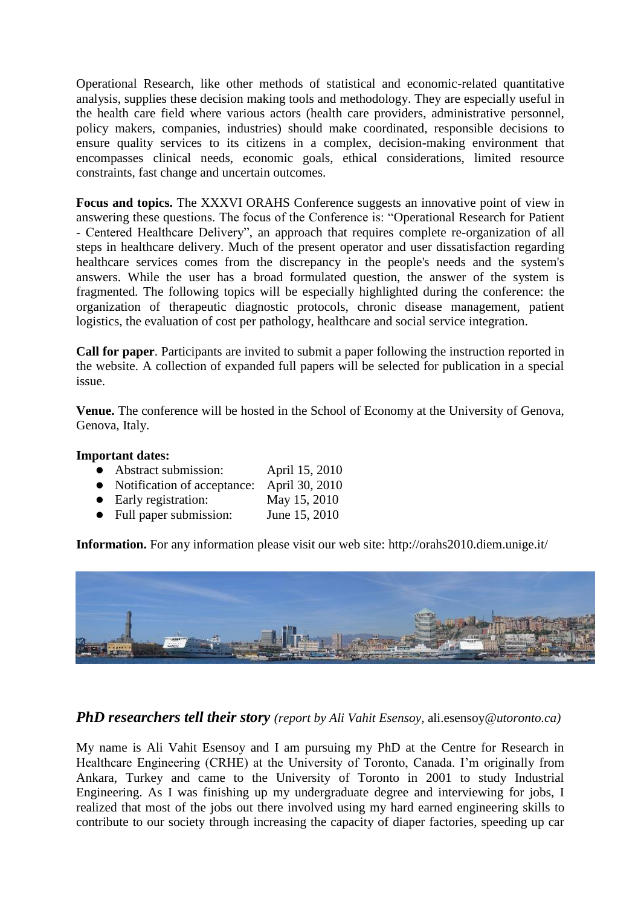Operational Research, like other methods of statistical and economic-related quantitative analysis, supplies these decision making tools and methodology. They are especially useful in the health care field where various actors (health care providers, administrative personnel, policy makers, companies, industries) should make coordinated, responsible decisions to ensure quality services to its citizens in a complex, decision-making environment that encompasses clinical needs, economic goals, ethical considerations, limited resource constraints, fast change and uncertain outcomes.

**Focus and topics.** The XXXVI ORAHS Conference suggests an innovative point of view in answering these questions. The focus of the Conference is: "Operational Research for Patient - Centered Healthcare Delivery", an approach that requires complete re-organization of all steps in healthcare delivery. Much of the present operator and user dissatisfaction regarding healthcare services comes from the discrepancy in the people's needs and the system's answers. While the user has a broad formulated question, the answer of the system is fragmented. The following topics will be especially highlighted during the conference: the organization of therapeutic diagnostic protocols, chronic disease management, patient logistics, the evaluation of cost per pathology, healthcare and social service integration.

**Call for paper**. Participants are invited to submit a paper following the instruction reported in the website. A collection of expanded full papers will be selected for publication in a special issue.

**Venue.** The conference will be hosted in the School of Economy at the University of Genova, Genova, Italy.

**Important dates:**

- Abstract submission: April 15, 2010
- Notification of acceptance: April 30, 2010
- Early registration: May 15, 2010
- Full paper submission: June 15, 2010

**Information.** For any information please visit our web site: http://orahs2010.diem.unige.it/

## *PhD researchers tell their story* *(report by Ali Vahit Esensoy,* ali.esensoy*@utoronto.ca)*

My name is Ali Vahit Esensoy and I am pursuing my PhD at the Centre for Research in Healthcare Engineering (CRHE) at the University of Toronto, Canada. I'm originally from Ankara, Turkey and came to the University of Toronto in 2001 to study Industrial Engineering. As I was finishing up my undergraduate degree and interviewing for jobs, I realized that most of the jobs out there involved using my hard earned engineering skills to contribute to our society through increasing the capacity of diaper factories, speeding up car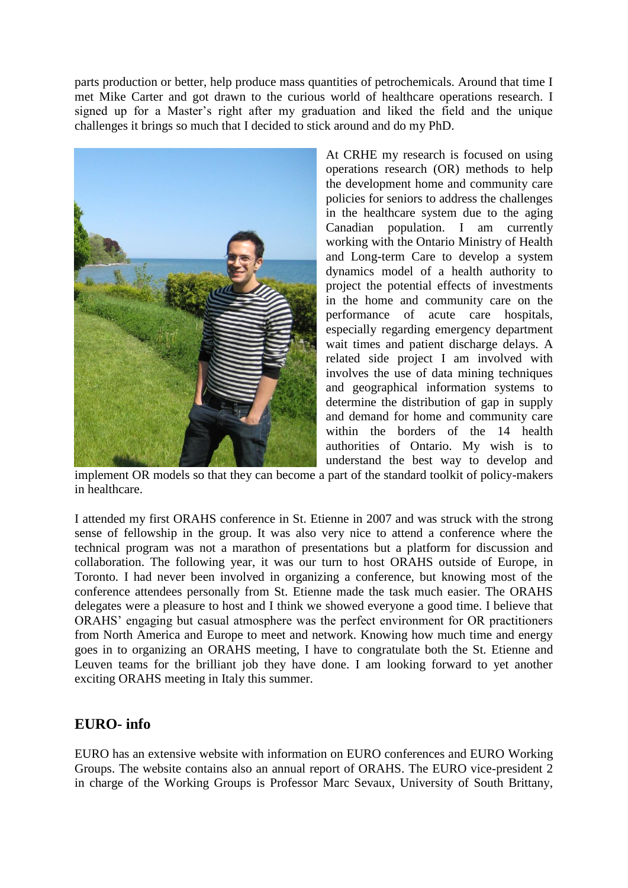parts production or better, help produce mass quantities of petrochemicals. Around that time I met Mike Carter and got drawn to the curious world of healthcare operations research. I signed up for a Master's right after my graduation and liked the field and the unique challenges it brings so much that I decided to stick around and do my PhD.

At CRHE my research is focused on using operations research (OR) methods to help the development home and community care policies for seniors to address the challenges in the healthcare system due to the aging Canadian population. I am currently working with the Ontario Ministry of Health and Long-term Care to develop a system dynamics model of a health authority to project the potential effects of investments in the home and community care on the performance of acute care hospitals, especially regarding emergency department wait times and patient discharge delays. A related side project I am involved with involves the use of data mining techniques and geographical information systems to determine the distribution of gap in supply and demand for home and community care within the borders of the 14 health authorities of Ontario. My wish is to understand the best way to develop and implement OR models so that they can become a part of the standard toolkit of policy-makers in healthcare.

I attended my first ORAHS conference in St. Etienne in 2007 and was struck with the strong sense of fellowship in the group. It was also very nice to attend a conference where the technical program was not a marathon of presentations but a platform for discussion and collaboration. The following year, it was our turn to host ORAHS outside of Europe, in Toronto. I had never been involved in organizing a conference, but knowing most of the conference attendees personally from St. Etienne made the task much easier. The ORAHS delegates were a pleasure to host and I think we showed everyone a good time. I believe that ORAHS' engaging but casual atmosphere was the perfect environment for OR practitioners from North America and Europe to meet and network. Knowing how much time and energy goes in to organizing an ORAHS meeting, I have to congratulate both the St. Etienne and Leuven teams for the brilliant job they have done. I am looking forward to yet another exciting ORAHS meeting in Italy this summer.

## EURO- info

EURO has an extensive website with information on EURO conferences and EURO Working Groups. The website contains also an annual report of ORAHS. The EURO vice-president 2 in charge of the Working Groups is Professor Marc Sevaux, University of South Brittany,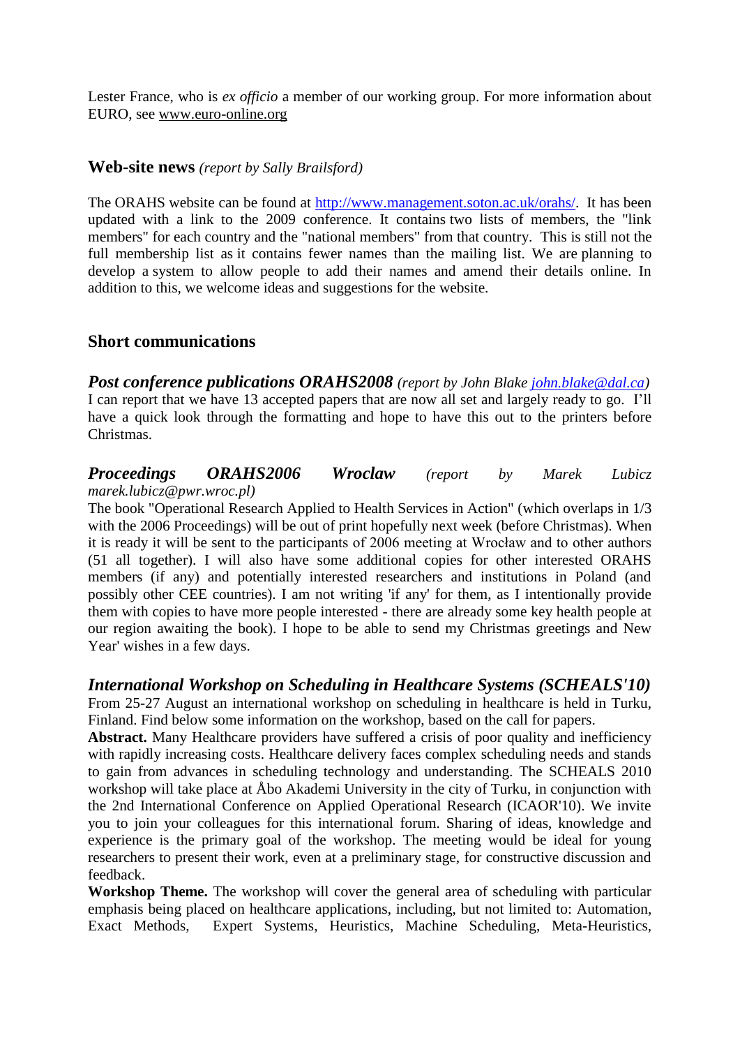Lester France, who is *ex officio* a member of our working group. For more information about EURO, see www.euro-online.org

## Web-site news *(report by Sally Brailsford)*

The ORAHS website can be found at http://www.management.soton.ac.uk/orahs/. It has been updated with a link to the 2009 conference. It contains two lists of members, the "link members" for each country and the "national members" from that country. This is still not the full membership list as it contains fewer names than the mailing list. We are planning to develop a system to allow people to add their names and amend their details online. In addition to this, we welcome ideas and suggestions for the website.

## Short communications

### *Post conference publications ORAHS2008* *(report by John Blake john.blake@dal.ca)*

I can report that we have 13 accepted papers that are now all set and largely ready to go. I'll have a quick look through the formatting and hope to have this out to the printers before Christmas.

### *Proceedings ORAHS2006 Wroclaw* *(report by Marek Lubicz marek.lubicz@pwr.wroc.pl)*

The book "Operational Research Applied to Health Services in Action" (which overlaps in 1/3 with the 2006 Proceedings) will be out of print hopefully next week (before Christmas). When it is ready it will be sent to the participants of 2006 meeting at Wrocław and to other authors (51 all together). I will also have some additional copies for other interested ORAHS members (if any) and potentially interested researchers and institutions in Poland (and possibly other CEE countries). I am not writing 'if any' for them, as I intentionally provide them with copies to have more people interested - there are already some key health people at our region awaiting the book). I hope to be able to send my Christmas greetings and New Year' wishes in a few days.

### *International Workshop on Scheduling in Healthcare Systems (SCHEALS'10)*

From 25-27 August an international workshop on scheduling in healthcare is held in Turku, Finland. Find below some information on the workshop, based on the call for papers.

**Abstract.** Many Healthcare providers have suffered a crisis of poor quality and inefficiency with rapidly increasing costs. Healthcare delivery faces complex scheduling needs and stands to gain from advances in scheduling technology and understanding. The SCHEALS 2010 workshop will take place at Åbo Akademi University in the city of Turku, in conjunction with the 2nd International Conference on Applied Operational Research (ICAOR'10). We invite you to join your colleagues for this international forum. Sharing of ideas, knowledge and experience is the primary goal of the workshop. The meeting would be ideal for young researchers to present their work, even at a preliminary stage, for constructive discussion and feedback.

**Workshop Theme.** The workshop will cover the general area of scheduling with particular emphasis being placed on healthcare applications, including, but not limited to: Automation, Exact Methods, Expert Systems, Heuristics, Machine Scheduling, Meta-Heuristics,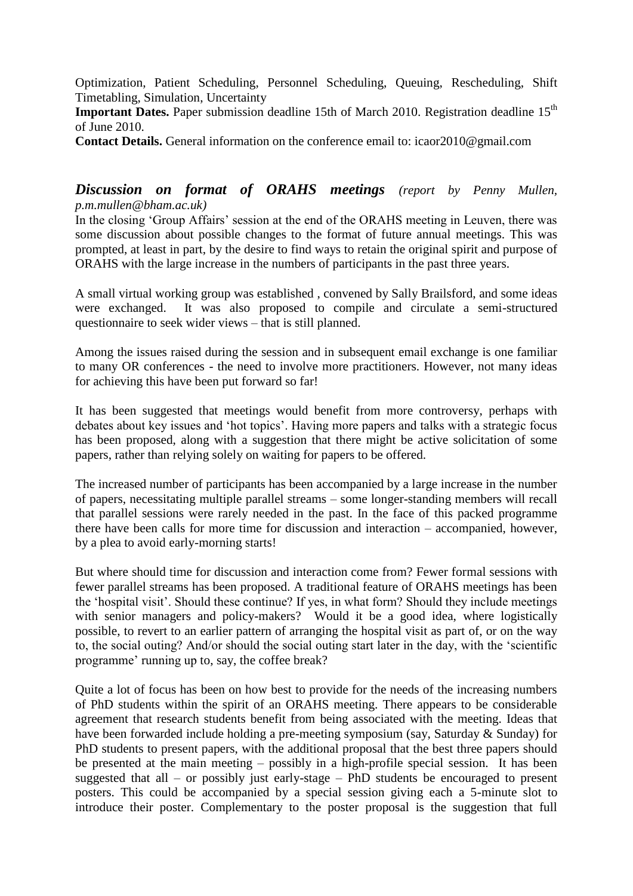Optimization, Patient Scheduling, Personnel Scheduling, Queuing, Rescheduling, Shift Timetabling, Simulation, Uncertainty

**Important Dates.** Paper submission deadline 15th of March 2010. Registration deadline 15th of June 2010.

**Contact Details.** General information on the conference email to: icaor2010@gmail.com

## *Discussion on format of ORAHS meetings* *(report by Penny Mullen, p.m.mullen@bham.ac.uk)*

In the closing 'Group Affairs' session at the end of the ORAHS meeting in Leuven, there was some discussion about possible changes to the format of future annual meetings. This was prompted, at least in part, by the desire to find ways to retain the original spirit and purpose of ORAHS with the large increase in the numbers of participants in the past three years.

A small virtual working group was established , convened by Sally Brailsford, and some ideas were exchanged. It was also proposed to compile and circulate a semi-structured questionnaire to seek wider views – that is still planned.

Among the issues raised during the session and in subsequent email exchange is one familiar to many OR conferences - the need to involve more practitioners. However, not many ideas for achieving this have been put forward so far!

It has been suggested that meetings would benefit from more controversy, perhaps with debates about key issues and 'hot topics'. Having more papers and talks with a strategic focus has been proposed, along with a suggestion that there might be active solicitation of some papers, rather than relying solely on waiting for papers to be offered.

The increased number of participants has been accompanied by a large increase in the number of papers, necessitating multiple parallel streams – some longer-standing members will recall that parallel sessions were rarely needed in the past. In the face of this packed programme there have been calls for more time for discussion and interaction – accompanied, however, by a plea to avoid early-morning starts!

But where should time for discussion and interaction come from? Fewer formal sessions with fewer parallel streams has been proposed. A traditional feature of ORAHS meetings has been the 'hospital visit'. Should these continue? If yes, in what form? Should they include meetings with senior managers and policy-makers? Would it be a good idea, where logistically possible, to revert to an earlier pattern of arranging the hospital visit as part of, or on the way to, the social outing? And/or should the social outing start later in the day, with the 'scientific programme' running up to, say, the coffee break?

Quite a lot of focus has been on how best to provide for the needs of the increasing numbers of PhD students within the spirit of an ORAHS meeting. There appears to be considerable agreement that research students benefit from being associated with the meeting. Ideas that have been forwarded include holding a pre-meeting symposium (say, Saturday & Sunday) for PhD students to present papers, with the additional proposal that the best three papers should be presented at the main meeting – possibly in a high-profile special session. It has been suggested that all – or possibly just early-stage – PhD students be encouraged to present posters. This could be accompanied by a special session giving each a 5-minute slot to introduce their poster. Complementary to the poster proposal is the suggestion that full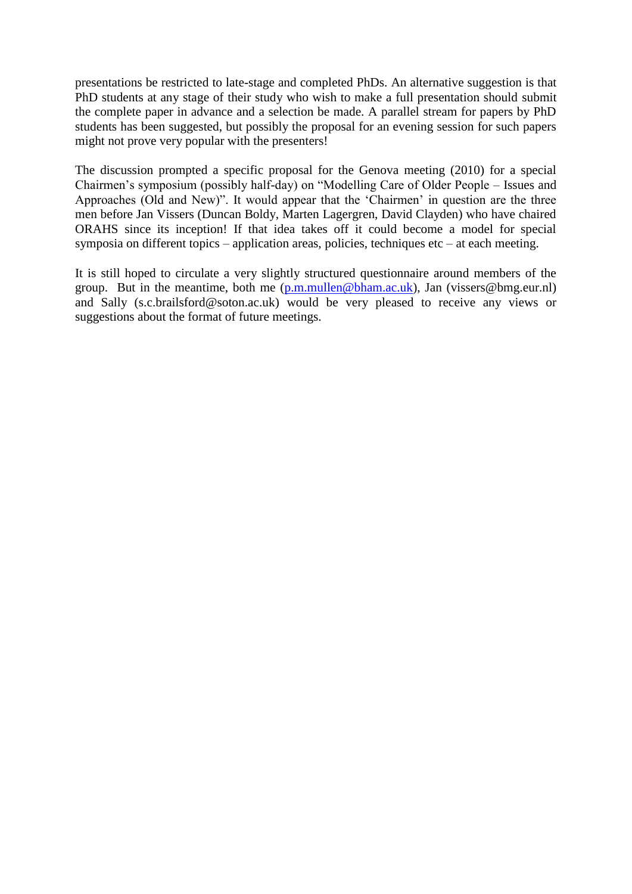presentations be restricted to late-stage and completed PhDs. An alternative suggestion is that PhD students at any stage of their study who wish to make a full presentation should submit the complete paper in advance and a selection be made. A parallel stream for papers by PhD students has been suggested, but possibly the proposal for an evening session for such papers might not prove very popular with the presenters!

The discussion prompted a specific proposal for the Genova meeting (2010) for a special Chairmen's symposium (possibly half-day) on "Modelling Care of Older People – Issues and Approaches (Old and New)". It would appear that the 'Chairmen' in question are the three men before Jan Vissers (Duncan Boldy, Marten Lagergren, David Clayden) who have chaired ORAHS since its inception! If that idea takes off it could become a model for special symposia on different topics – application areas, policies, techniques etc – at each meeting.

It is still hoped to circulate a very slightly structured questionnaire around members of the group. But in the meantime, both me (p.m.mullen@bham.ac.uk), Jan (vissers@bmg.eur.nl) and Sally (s.c.brailsford@soton.ac.uk) would be very pleased to receive any views or suggestions about the format of future meetings.